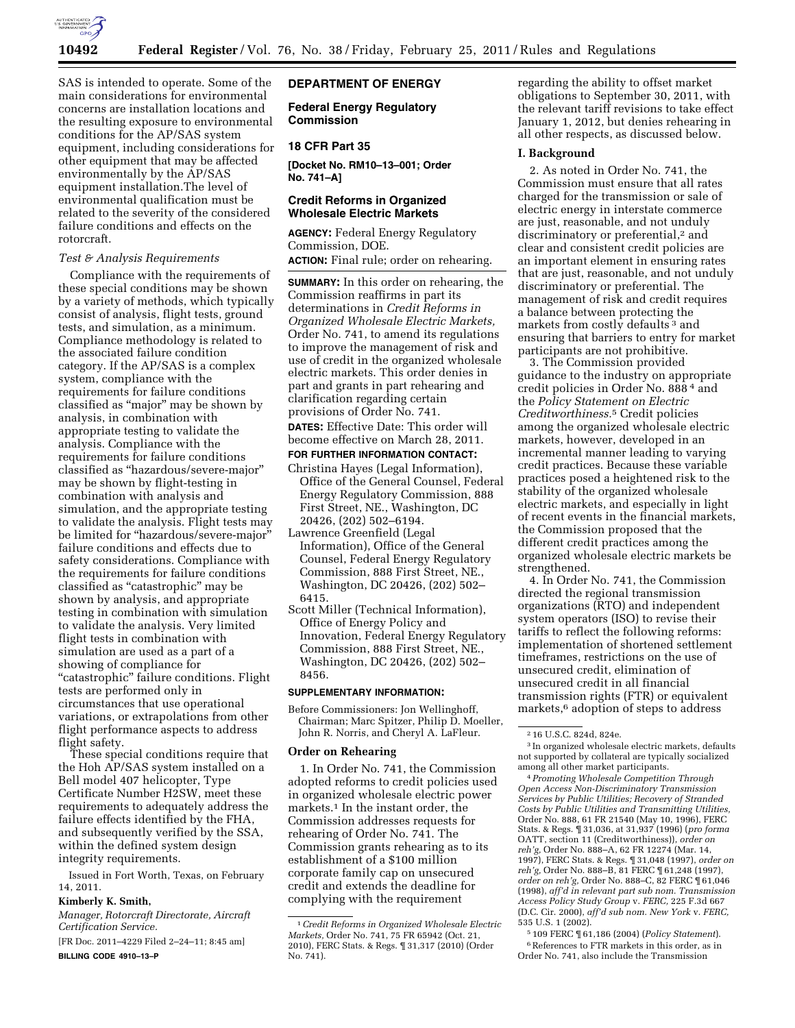SAS is intended to operate. Some of the main considerations for environmental concerns are installation locations and the resulting exposure to environmental conditions for the AP/SAS system equipment, including considerations for other equipment that may be affected environmentally by the AP/SAS equipment installation.The level of environmental qualification must be related to the severity of the considered failure conditions and effects on the rotorcraft.

*Test & Analysis Requirements*

Compliance with the requirements of these special conditions may be shown by a variety of methods, which typically consist of analysis, flight tests, ground tests, and simulation, as a minimum. Compliance methodology is related to the associated failure condition category. If the AP/SAS is a complex system, compliance with the requirements for failure conditions classified as "major" may be shown by analysis, in combination with appropriate testing to validate the analysis. Compliance with the requirements for failure conditions classified as "hazardous/severe-major" may be shown by flight-testing in combination with analysis and simulation, and the appropriate testing to validate the analysis. Flight tests may be limited for "hazardous/severe-major" failure conditions and effects due to safety considerations. Compliance with the requirements for failure conditions classified as "catastrophic" may be shown by analysis, and appropriate testing in combination with simulation to validate the analysis. Very limited flight tests in combination with simulation are used as a part of a showing of compliance for "catastrophic" failure conditions. Flight tests are performed only in circumstances that use operational variations, or extrapolations from other flight performance aspects to address flight safety.

These special conditions require that the Hoh AP/SAS system installed on a Bell model 407 helicopter, Type Certificate Number H2SW, meet these requirements to adequately address the failure effects identified by the FHA, and subsequently verified by the SSA, within the defined system design integrity requirements.

Issued in Fort Worth, Texas, on February 14, 2011.

**Kimberly K. Smith,**

*Manager, Rotorcraft Directorate, Aircraft Certification Service.*

[FR Doc. 2011–4229 Filed 2–24–11; 8:45 am]

**BILLING CODE 4910–13–P**

## DEPARTMENT OF ENERGY

### Federal Energy Regulatory Commission

### 18 CFR Part 35

**[Docket No. RM10–13–001; Order No. 741–A]**

### Credit Reforms in Organized Wholesale Electric Markets

**AGENCY:** Federal Energy Regulatory Commission, DOE.

**ACTION:** Final rule; order on rehearing.

**SUMMARY:** In this order on rehearing, the Commission reaffirms in part its determinations in *Credit Reforms in Organized Wholesale Electric Markets,* Order No. 741, to amend its regulations to improve the management of risk and use of credit in the organized wholesale electric markets. This order denies in part and grants in part rehearing and clarification regarding certain provisions of Order No. 741.

**DATES:** Effective Date: This order will become effective on March 28, 2011.

**FOR FURTHER INFORMATION CONTACT:**

Christina Hayes (Legal Information), Office of the General Counsel, Federal Energy Regulatory Commission, 888 First Street, NE., Washington, DC 20426, (202) 502–6194.

Lawrence Greenfield (Legal Information), Office of the General Counsel, Federal Energy Regulatory Commission, 888 First Street, NE., Washington, DC 20426, (202) 502–6415.

Scott Miller (Technical Information), Office of Energy Policy and Innovation, Federal Energy Regulatory Commission, 888 First Street, NE., Washington, DC 20426, (202) 502–8456.

**SUPPLEMENTARY INFORMATION:**

Before Commissioners: Jon Wellinghoff, Chairman; Marc Spitzer, Philip D. Moeller, John R. Norris, and Cheryl A. LaFleur.

### Order on Rehearing

1. In Order No. 741, the Commission adopted reforms to credit policies used in organized wholesale electric power markets.[1] In the instant order, the Commission addresses requests for rehearing of Order No. 741. The Commission grants rehearing as to its establishment of a $100 million corporate family cap on unsecured credit and extends the deadline for complying with the requirement regarding the ability to offset market obligations to September 30, 2011, with the relevant tariff revisions to take effect January 1, 2012, but denies rehearing in all other respects, as discussed below.

### I. Background

2. As noted in Order No. 741, the Commission must ensure that all rates charged for the transmission or sale of electric energy in interstate commerce are just, reasonable, and not unduly discriminatory or preferential,[2] and clear and consistent credit policies are an important element in ensuring rates that are just, reasonable, and not unduly discriminatory or preferential. The management of risk and credit requires a balance between protecting the markets from costly defaults[3] and ensuring that barriers to entry for market participants are not prohibitive.

3. The Commission provided guidance to the industry on appropriate credit policies in Order No. 888[4] and the *Policy Statement on Electric Creditworthiness.*[5] Credit policies among the organized wholesale electric markets, however, developed in an incremental manner leading to varying credit practices. Because these variable practices posed a heightened risk to the stability of the organized wholesale electric markets, and especially in light of recent events in the financial markets, the Commission proposed that the different credit practices among the organized wholesale electric markets be strengthened.

4. In Order No. 741, the Commission directed the regional transmission organizations (RTO) and independent system operators (ISO) to revise their tariffs to reflect the following reforms: implementation of shortened settlement timeframes, restrictions on the use of unsecured credit, elimination of unsecured credit in all financial transmission rights (FTR) or equivalent markets,[6] adoption of steps to address

---

[1] *Credit Reforms in Organized Wholesale Electric Markets,* Order No. 741, 75 FR 65942 (Oct. 21, 2010), FERC Stats. & Regs. ¶ 31,317 (2010) (Order No. 741).

[2] 16 U.S.C. 824d, 824e.

[3] In organized wholesale electric markets, defaults not supported by collateral are typically socialized among all other market participants.

[4] *Promoting Wholesale Competition Through Open Access Non-Discriminatory Transmission Services by Public Utilities; Recovery of Stranded Costs by Public Utilities and Transmitting Utilities,* Order No. 888, 61 FR 21540 (May 10, 1996), FERC Stats. & Regs. ¶ 31,036, at 31,937 (1996) (*pro forma* OATT, section 11 (Creditworthiness)), *order on reh'g,* Order No. 888–A, 62 FR 12274 (Mar. 14, 1997), FERC Stats. & Regs. ¶ 31,048 (1997), *order on reh'g,* Order No. 888–B, 81 FERC ¶ 61,248 (1997), *order on reh'g,* Order No. 888–C, 82 FERC ¶ 61,046 (1998), *aff'd in relevant part sub nom. Transmission Access Policy Study Group* v. *FERC,* 225 F.3d 667 (D.C. Cir. 2000), *aff'd sub nom. New York* v. *FERC,* 535 U.S. 1 (2002).

[5] 109 FERC ¶ 61,186 (2004) (*Policy Statement*).

[6] References to FTR markets in this order, as in Order No. 741, also include the Transmission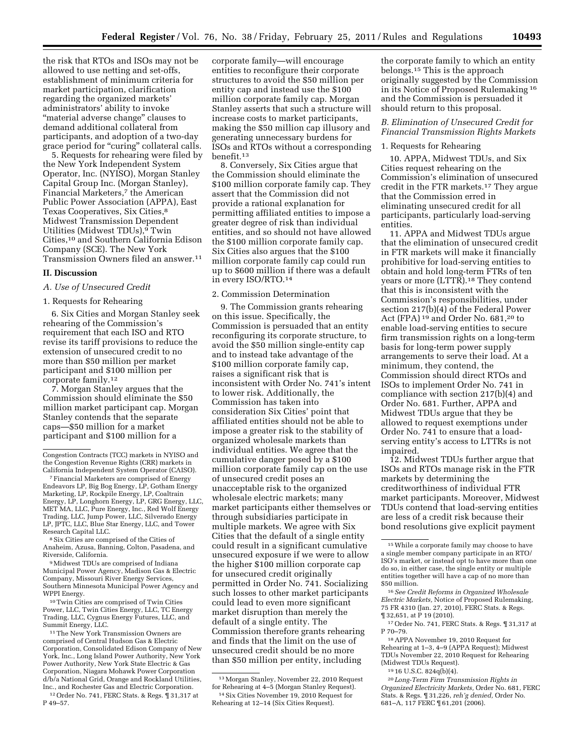the risk that RTOs and ISOs may not be allowed to use netting and set-offs, establishment of minimum criteria for market participation, clarification regarding the organized markets' administrators' ability to invoke "material adverse change" clauses to demand additional collateral from participants, and adoption of a two-day grace period for "curing" collateral calls.

5. Requests for rehearing were filed by the New York Independent System Operator, Inc. (NYISO), Morgan Stanley Capital Group Inc. (Morgan Stanley), Financial Marketers,[7] the American Public Power Association (APPA), East Texas Cooperatives, Six Cities,[8] Midwest Transmission Dependent Utilities (Midwest TDUs),[9] Twin Cities,[10] and Southern California Edison Company (SCE). The New York Transmission Owners filed an answer.[11]

## II. Discussion

### A. Use of Unsecured Credit

#### 1. Requests for Rehearing

6. Six Cities and Morgan Stanley seek rehearing of the Commission's requirement that each ISO and RTO revise its tariff provisions to reduce the extension of unsecured credit to no more than $50 million per market participant and $100 million per corporate family.[12]

7. Morgan Stanley argues that the Commission should eliminate the $50 million market participant cap. Morgan Stanley contends that the separate caps—$50 million for a market participant and $100 million for a corporate family—will encourage entities to reconfigure their corporate structures to avoid the $50 million per entity cap and instead use the $100 million corporate family cap. Morgan Stanley asserts that such a structure will increase costs to market participants, making the $50 million cap illusory and generating unnecessary burdens for ISOs and RTOs without a corresponding benefit.[13]

8. Conversely, Six Cities argue that the Commission should eliminate the $100 million corporate family cap. They assert that the Commission did not provide a rational explanation for permitting affiliated entities to impose a greater degree of risk than individual entities, and so should not have allowed the $100 million corporate family cap. Six Cities also argues that the $100 million corporate family cap could run up to $600 million if there was a default in every ISO/RTO.[14]

#### 2. Commission Determination

9. The Commission grants rehearing on this issue. Specifically, the Commission is persuaded that an entity reconfiguring its corporate structure, to avoid the $50 million single-entity cap and to instead take advantage of the $100 million corporate family cap, raises a significant risk that is inconsistent with Order No. 741's intent to lower risk. Additionally, the Commission has taken into consideration Six Cities' point that affiliated entities should not be able to impose a greater risk to the stability of organized wholesale markets than individual entities. We agree that the cumulative danger posed by a $100 million corporate family cap on the use of unsecured credit poses an unacceptable risk to the organized wholesale electric markets; many market participants either themselves or through subsidiaries participate in multiple markets. We agree with Six Cities that the default of a single entity could result in a significant cumulative unsecured exposure if we were to allow the higher $100 million corporate cap for unsecured credit originally permitted in Order No. 741. Socializing such losses to other market participants could lead to even more significant market disruption than merely the default of a single entity. The Commission therefore grants rehearing and finds that the limit on the use of unsecured credit should be no more than $50 million per entity, including the corporate family to which an entity belongs.[15] This is the approach originally suggested by the Commission in its Notice of Proposed Rulemaking[16] and the Commission is persuaded it should return to this proposal.

### B. Elimination of Unsecured Credit for Financial Transmission Rights Markets

#### 1. Requests for Rehearing

10. APPA, Midwest TDUs, and Six Cities request rehearing on the Commission's elimination of unsecured credit in the FTR markets.[17] They argue that the Commission erred in eliminating unsecured credit for all participants, particularly load-serving entities.

11. APPA and Midwest TDUs argue that the elimination of unsecured credit in FTR markets will make it financially prohibitive for load-serving entities to obtain and hold long-term FTRs of ten years or more (LTTR).[18] They contend that this is inconsistent with the Commission's responsibilities, under section 217(b)(4) of the Federal Power Act (FPA)[19] and Order No. 681,[20] to enable load-serving entities to secure firm transmission rights on a long-term basis for long-term power supply arrangements to serve their load. At a minimum, they contend, the Commission should direct RTOs and ISOs to implement Order No. 741 in compliance with section 217(b)(4) and Order No. 681. Further, APPA and Midwest TDUs argue that they be allowed to request exemptions under Order No. 741 to ensure that a load-serving entity's access to LTTRs is not impaired.

12. Midwest TDUs further argue that ISOs and RTOs manage risk in the FTR markets by determining the creditworthiness of individual FTR market participants. Moreover, Midwest TDUs contend that load-serving entities are less of a credit risk because their bond resolutions give explicit payment

---

Congestion Contracts (TCC) markets in NYISO and the Congestion Revenue Rights (CRR) markets in California Independent System Operator (CAISO).

[7] Financial Marketers are comprised of Energy Endeavors LP, Big Bog Energy, LP, Gotham Energy Marketing, LP, Rockpile Energy, LP, Coaltrain Energy, LP, Longhorn Energy, LP, GRG Energy, LLC, MET MA, LLC, Pure Energy, Inc., Red Wolf Energy Trading, LLC, Jump Power, LLC, Silverado Energy LP, JPTC, LLC, Blue Star Energy, LLC, and Tower Research Capital LLC.

[8] Six Cities are comprised of the Cities of Anaheim, Azusa, Banning, Colton, Pasadena, and Riverside, California.

[9] Midwest TDUs are comprised of Indiana Municipal Power Agency, Madison Gas & Electric Company, Missouri River Energy Services, Southern Minnesota Municipal Power Agency and WPPI Energy.

[10] Twin Cities are comprised of Twin Cities Power, LLC, Twin Cities Energy, LLC, TC Energy Trading, LLC, Cygnus Energy Futures, LLC, and Summit Energy, LLC.

[11] The New York Transmission Owners are comprised of Central Hudson Gas & Electric Corporation, Consolidated Edison Company of New York, Inc., Long Island Power Authority, New York Power Authority, New York State Electric & Gas Corporation, Niagara Mohawk Power Corporation d/b/a National Grid, Orange and Rockland Utilities, Inc., and Rochester Gas and Electric Corporation.

[12] Order No. 741, FERC Stats. & Regs. ¶ 31,317 at P 49–57.

[13] Morgan Stanley, November 22, 2010 Request for Rehearing at 4–5 (Morgan Stanley Request).

[14] Six Cities November 19, 2010 Request for Rehearing at 12–14 (Six Cities Request).

[15] While a corporate family may choose to have a single member company participate in an RTO/ISO's market, or instead opt to have more than one do so, in either case, the single entity or multiple entities together will have a cap of no more than $50 million.

[16] *See Credit Reforms in Organized Wholesale Electric Markets,* Notice of Proposed Rulemaking, 75 FR 4310 (Jan. 27, 2010), FERC Stats. & Regs. ¶ 32,651, at P 19 (2010).

[17] Order No. 741, FERC Stats. & Regs. ¶ 31,317 at P 70–79.

[18] APPA November 19, 2010 Request for Rehearing at 1–3, 4–9 (APPA Request); Midwest TDUs November 22, 2010 Request for Rehearing (Midwest TDUs Request).

[19] 16 U.S.C. 824q(b)(4).

[20] *Long-Term Firm Transmission Rights in Organized Electricity Markets,* Order No. 681, FERC Stats. & Regs. ¶ 31,226, *reh'g denied,* Order No. 681–A, 117 FERC ¶ 61,201 (2006).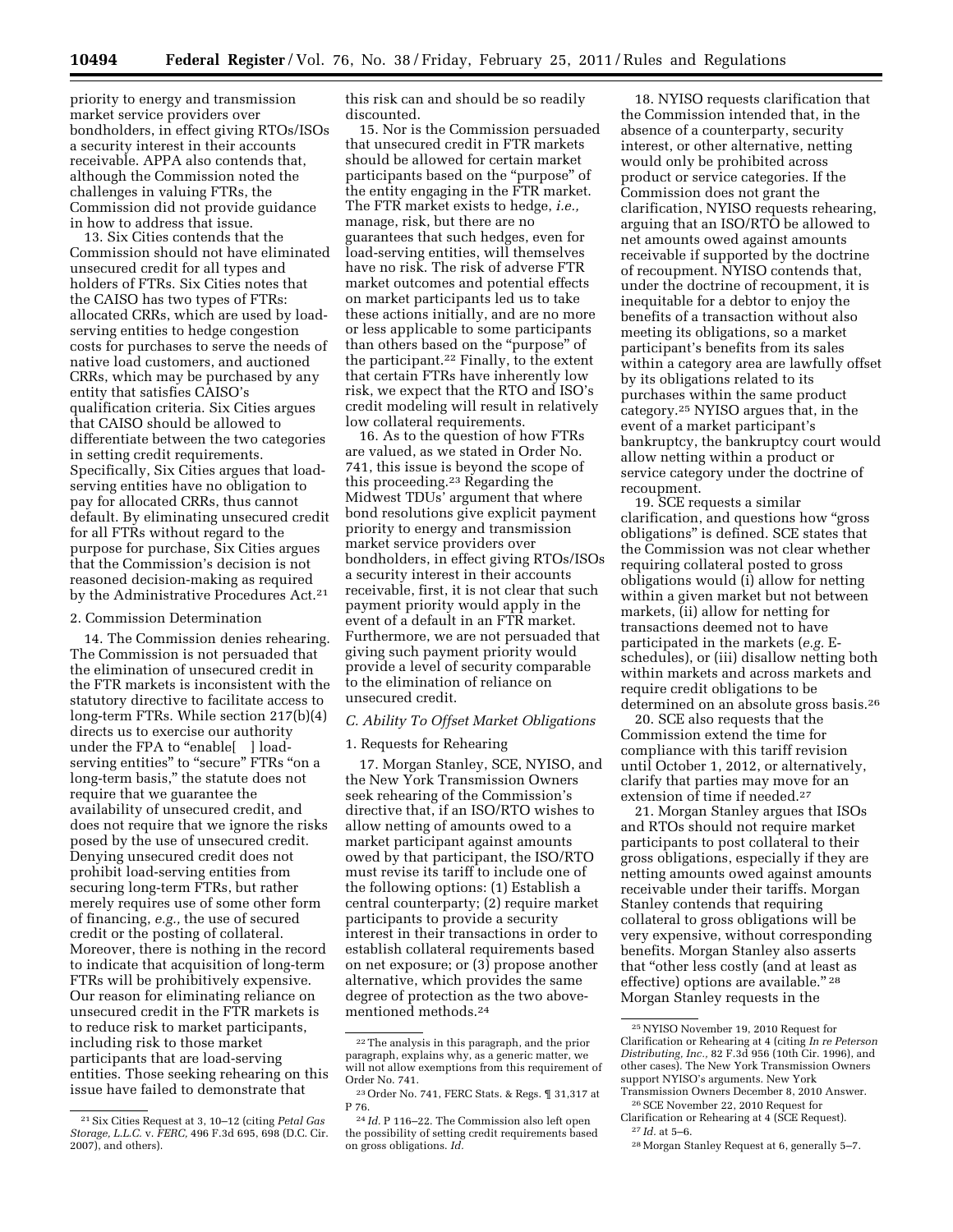priority to energy and transmission market service providers over bondholders, in effect giving RTOs/ISOs a security interest in their accounts receivable. APPA also contends that, although the Commission noted the challenges in valuing FTRs, the Commission did not provide guidance in how to address that issue.

13. Six Cities contends that the Commission should not have eliminated unsecured credit for all types and holders of FTRs. Six Cities notes that the CAISO has two types of FTRs: allocated CRRs, which are used by load-serving entities to hedge congestion costs for purchases to serve the needs of native load customers, and auctioned CRRs, which may be purchased by any entity that satisfies CAISO's qualification criteria. Six Cities argues that CAISO should be allowed to differentiate between the two categories in setting credit requirements. Specifically, Six Cities argues that load-serving entities have no obligation to pay for allocated CRRs, thus cannot default. By eliminating unsecured credit for all FTRs without regard to the purpose for purchase, Six Cities argues that the Commission's decision is not reasoned decision-making as required by the Administrative Procedures Act.[21]

### 2. Commission Determination

14. The Commission denies rehearing. The Commission is not persuaded that the elimination of unsecured credit in the FTR markets is inconsistent with the statutory directive to facilitate access to long-term FTRs. While section 217(b)(4) directs us to exercise our authority under the FPA to "enable[ ] load-serving entities" to "secure" FTRs "on a long-term basis," the statute does not require that we guarantee the availability of unsecured credit, and does not require that we ignore the risks posed by the use of unsecured credit. Denying unsecured credit does not prohibit load-serving entities from securing long-term FTRs, but rather merely requires use of some other form of financing, *e.g.,* the use of secured credit or the posting of collateral. Moreover, there is nothing in the record to indicate that acquisition of long-term FTRs will be prohibitively expensive. Our reason for eliminating reliance on unsecured credit in the FTR markets is to reduce risk to market participants, including risk to those market participants that are load-serving entities. Those seeking rehearing on this issue have failed to demonstrate that this risk can and should be so readily discounted.

15. Nor is the Commission persuaded that unsecured credit in FTR markets should be allowed for certain market participants based on the "purpose" of the entity engaging in the FTR market. The FTR market exists to hedge, *i.e.,* manage, risk, but there are no guarantees that such hedges, even for load-serving entities, will themselves have no risk. The risk of adverse FTR market outcomes and potential effects on market participants led us to take these actions initially, and are no more or less applicable to some participants than others based on the "purpose" of the participant.[22] Finally, to the extent that certain FTRs have inherently low risk, we expect that the RTO and ISO's credit modeling will result in relatively low collateral requirements.

16. As to the question of how FTRs are valued, as we stated in Order No. 741, this issue is beyond the scope of this proceeding.[23] Regarding the Midwest TDUs' argument that where bond resolutions give explicit payment priority to energy and transmission market service providers over bondholders, in effect giving RTOs/ISOs a security interest in their accounts receivable, first, it is not clear that such payment priority would apply in the event of a default in an FTR market. Furthermore, we are not persuaded that giving such payment priority would provide a level of security comparable to the elimination of reliance on unsecured credit.

## *C. Ability To Offset Market Obligations*

### 1. Requests for Rehearing

17. Morgan Stanley, SCE, NYISO, and the New York Transmission Owners seek rehearing of the Commission's directive that, if an ISO/RTO wishes to allow netting of amounts owed to a market participant against amounts owed by that participant, the ISO/RTO must revise its tariff to include one of the following options: (1) Establish a central counterparty; (2) require market participants to provide a security interest in their transactions in order to establish collateral requirements based on net exposure; or (3) propose another alternative, which provides the same degree of protection as the two above-mentioned methods.[24]

18. NYISO requests clarification that the Commission intended that, in the absence of a counterparty, security interest, or other alternative, netting would only be prohibited across product or service categories. If the Commission does not grant the clarification, NYISO requests rehearing, arguing that an ISO/RTO be allowed to net amounts owed against amounts receivable if supported by the doctrine of recoupment. NYISO contends that, under the doctrine of recoupment, it is inequitable for a debtor to enjoy the benefits of a transaction without also meeting its obligations, so a market participant's benefits from its sales within a category area are lawfully offset by its obligations related to its purchases within the same product category.[25] NYISO argues that, in the event of a market participant's bankruptcy, the bankruptcy court would allow netting within a product or service category under the doctrine of recoupment.

19. SCE requests a similar clarification, and questions how "gross obligations" is defined. SCE states that the Commission was not clear whether requiring collateral posted to gross obligations would (i) allow for netting within a given market but not between markets, (ii) allow for netting for transactions deemed not to have participated in the markets (*e.g.* E-schedules), or (iii) disallow netting both within markets and across markets and require credit obligations to be determined on an absolute gross basis.[26]

20. SCE also requests that the Commission extend the time for compliance with this tariff revision until October 1, 2012, or alternatively, clarify that parties may move for an extension of time if needed.[27]

21. Morgan Stanley argues that ISOs and RTOs should not require market participants to post collateral to their gross obligations, especially if they are netting amounts owed against amounts receivable under their tariffs. Morgan Stanley contends that requiring collateral to gross obligations will be very expensive, without corresponding benefits. Morgan Stanley also asserts that "other less costly (and at least as effective) options are available."[28] Morgan Stanley requests in the

---

[21] Six Cities Request at 3, 10–12 (citing *Petal Gas Storage, L.L.C.* v. *FERC,* 496 F.3d 695, 698 (D.C. Cir. 2007), and others).

[22] The analysis in this paragraph, and the prior paragraph, explains why, as a generic matter, we will not allow exemptions from this requirement of Order No. 741.

[23] Order No. 741, FERC Stats. & Regs. ¶ 31,317 at P 76.

[24] *Id.* P 116–22. The Commission also left open the possibility of setting credit requirements based on gross obligations. *Id.*

[25] NYISO November 19, 2010 Request for Clarification or Rehearing at 4 (citing *In re Peterson Distributing, Inc.,* 82 F.3d 956 (10th Cir. 1996), and other cases). The New York Transmission Owners support NYISO's arguments. New York Transmission Owners December 8, 2010 Answer.

[26] SCE November 22, 2010 Request for Clarification or Rehearing at 4 (SCE Request).

[27] *Id.* at 5–6.

[28] Morgan Stanley Request at 6, generally 5–7.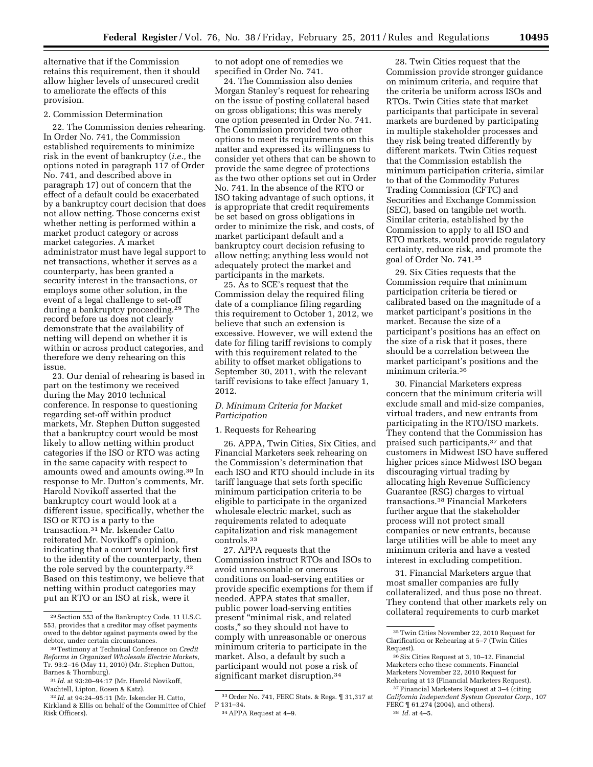alternative that if the Commission retains this requirement, then it should allow higher levels of unsecured credit to ameliorate the effects of this provision.

2. Commission Determination

22. The Commission denies rehearing. In Order No. 741, the Commission established requirements to minimize risk in the event of bankruptcy (*i.e.,* the options noted in paragraph 117 of Order No. 741, and described above in paragraph 17) out of concern that the effect of a default could be exacerbated by a bankruptcy court decision that does not allow netting. Those concerns exist whether netting is performed within a market product category or across market categories. A market administrator must have legal support to net transactions, whether it serves as a counterparty, has been granted a security interest in the transactions, or employs some other solution, in the event of a legal challenge to set-off during a bankruptcy proceeding.[29] The record before us does not clearly demonstrate that the availability of netting will depend on whether it is within or across product categories, and therefore we deny rehearing on this issue.

23. Our denial of rehearing is based in part on the testimony we received during the May 2010 technical conference. In response to questioning regarding set-off within product markets, Mr. Stephen Dutton suggested that a bankruptcy court would be most likely to allow netting within product categories if the ISO or RTO was acting in the same capacity with respect to amounts owed and amounts owing.[30] In response to Mr. Dutton's comments, Mr. Harold Novikoff asserted that the bankruptcy court would look at a different issue, specifically, whether the ISO or RTO is a party to the transaction.[31] Mr. Iskender Catto reiterated Mr. Novikoff's opinion, indicating that a court would look first to the identity of the counterparty, then the role served by the counterparty.[32] Based on this testimony, we believe that netting within product categories may put an RTO or an ISO at risk, were it to not adopt one of remedies we specified in Order No. 741.

24. The Commission also denies Morgan Stanley's request for rehearing on the issue of posting collateral based on gross obligations; this was merely one option presented in Order No. 741. The Commission provided two other options to meet its requirements on this matter and expressed its willingness to consider yet others that can be shown to provide the same degree of protections as the two other options set out in Order No. 741. In the absence of the RTO or ISO taking advantage of such options, it is appropriate that credit requirements be set based on gross obligations in order to minimize the risk, and costs, of market participant default and a bankruptcy court decision refusing to allow netting; anything less would not adequately protect the market and participants in the markets.

25. As to SCE's request that the Commission delay the required filing date of a compliance filing regarding this requirement to October 1, 2012, we believe that such an extension is excessive. However, we will extend the date for filing tariff revisions to comply with this requirement related to the ability to offset market obligations to September 30, 2011, with the relevant tariff revisions to take effect January 1, 2012.

*D. Minimum Criteria for Market Participation*

1. Requests for Rehearing

26. APPA, Twin Cities, Six Cities, and Financial Marketers seek rehearing on the Commission's determination that each ISO and RTO should include in its tariff language that sets forth specific minimum participation criteria to be eligible to participate in the organized wholesale electric market, such as requirements related to adequate capitalization and risk management controls.[33]

27. APPA requests that the Commission instruct RTOs and ISOs to avoid unreasonable or onerous conditions on load-serving entities or provide specific exemptions for them if needed. APPA states that smaller, public power load-serving entities present "minimal risk, and related costs," so they should not have to comply with unreasonable or onerous minimum criteria to participate in the market. Also, a default by such a participant would not pose a risk of significant market disruption.[34]

28. Twin Cities request that the Commission provide stronger guidance on minimum criteria, and require that the criteria be uniform across ISOs and RTOs. Twin Cities state that market participants that participate in several markets are burdened by participating in multiple stakeholder processes and they risk being treated differently by different markets. Twin Cities request that the Commission establish the minimum participation criteria, similar to that of the Commodity Futures Trading Commission (CFTC) and Securities and Exchange Commission (SEC), based on tangible net worth. Similar criteria, established by the Commission to apply to all ISO and RTO markets, would provide regulatory certainty, reduce risk, and promote the goal of Order No. 741.[35]

29. Six Cities requests that the Commission require that minimum participation criteria be tiered or calibrated based on the magnitude of a market participant's positions in the market. Because the size of a participant's positions has an effect on the size of a risk that it poses, there should be a correlation between the market participant's positions and the minimum criteria.[36]

30. Financial Marketers express concern that the minimum criteria will exclude small and mid-size companies, virtual traders, and new entrants from participating in the RTO/ISO markets. They contend that the Commission has praised such participants,[37] and that customers in Midwest ISO have suffered higher prices since Midwest ISO began discouraging virtual trading by allocating high Revenue Sufficiency Guarantee (RSG) charges to virtual transactions.[38] Financial Marketers further argue that the stakeholder process will not protect small companies or new entrants, because large utilities will be able to meet any minimum criteria and have a vested interest in excluding competition.

31. Financial Marketers argue that most smaller companies are fully collateralized, and thus pose no threat. They contend that other markets rely on collateral requirements to curb market

---

[29] Section 553 of the Bankruptcy Code, 11 U.S.C. 553, provides that a creditor may offset payments owed to the debtor against payments owed by the debtor, under certain circumstances.

[30] Testimony at Technical Conference on *Credit Reforms in Organized Wholesale Electric Markets*, Tr. 93:2–16 (May 11, 2010) (Mr. Stephen Dutton, Barnes & Thornburg).

[31] *Id.* at 93:20–94:17 (Mr. Harold Novikoff, Wachtell, Lipton, Rosen & Katz).

[32] *Id.* at 94:24–95:11 (Mr. Iskender H. Catto, Kirkland & Ellis on behalf of the Committee of Chief Risk Officers).

[33] Order No. 741, FERC Stats. & Regs. ¶ 31,317 at P 131–34.

[34] APPA Request at 4–9.

[35] Twin Cities November 22, 2010 Request for Clarification or Rehearing at 5–7 (Twin Cities Request).

[36] Six Cities Request at 3, 10–12. Financial Marketers echo these comments. Financial Marketers November 22, 2010 Request for Rehearing at 13 (Financial Marketers Request).

[37] Financial Marketers Request at 3–4 (citing *California Independent System Operator Corp.,* 107 FERC ¶ 61,274 (2004), and others).

[38] *Id.* at 4–5.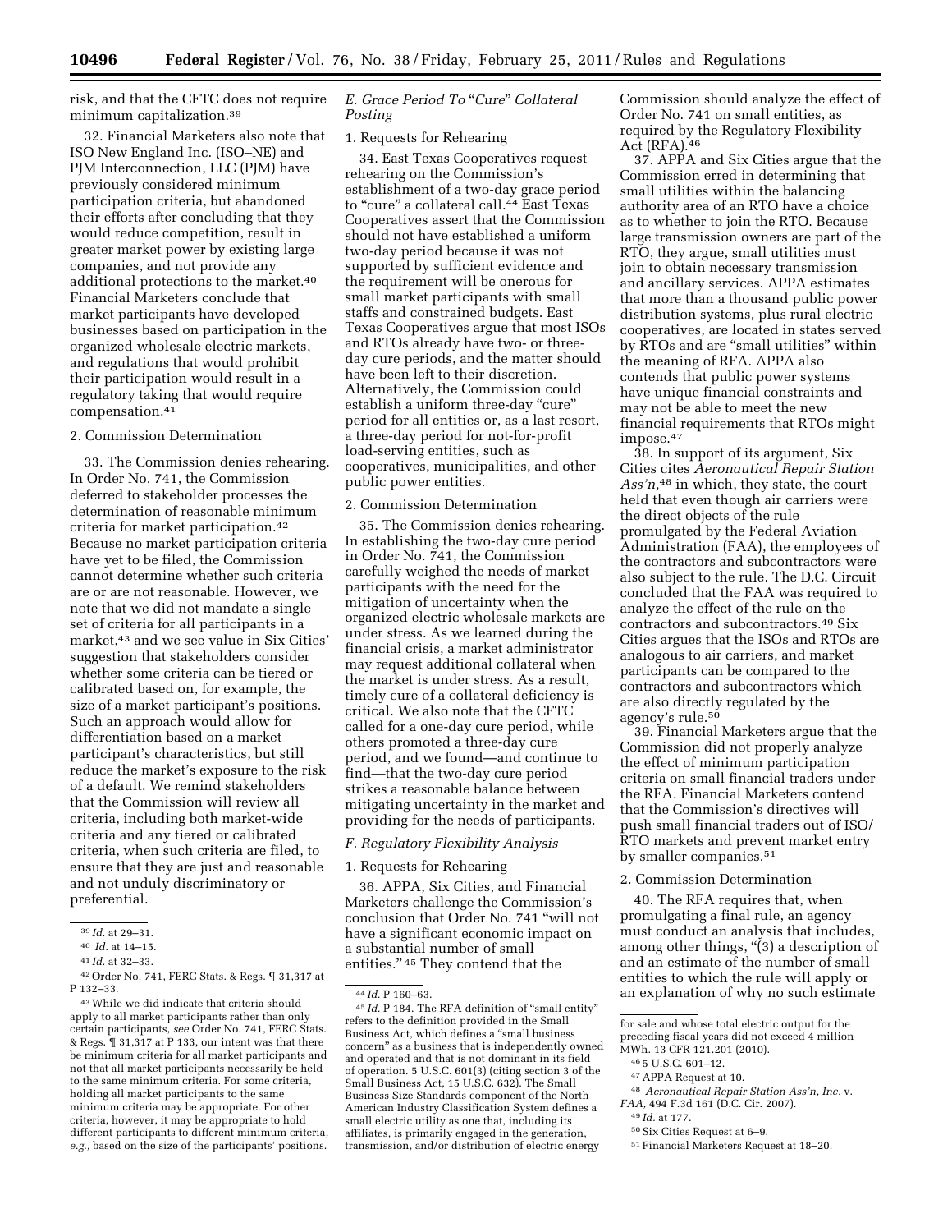risk, and that the CFTC does not require minimum capitalization.[39]

32. Financial Marketers also note that ISO New England Inc. (ISO–NE) and PJM Interconnection, LLC (PJM) have previously considered minimum participation criteria, but abandoned their efforts after concluding that they would reduce competition, result in greater market power by existing large companies, and not provide any additional protections to the market.[40] Financial Marketers conclude that market participants have developed businesses based on participation in the organized wholesale electric markets, and regulations that would prohibit their participation would result in a regulatory taking that would require compensation.[41]

2. Commission Determination

33. The Commission denies rehearing. In Order No. 741, the Commission deferred to stakeholder processes the determination of reasonable minimum criteria for market participation.[42] Because no market participation criteria have yet to be filed, the Commission cannot determine whether such criteria are or are not reasonable. However, we note that we did not mandate a single set of criteria for all participants in a market,[43] and we see value in Six Cities' suggestion that stakeholders consider whether some criteria can be tiered or calibrated based on, for example, the size of a market participant's positions. Such an approach would allow for differentiation based on a market participant's characteristics, but still reduce the market's exposure to the risk of a default. We remind stakeholders that the Commission will review all criteria, including both market-wide criteria and any tiered or calibrated criteria, when such criteria are filed, to ensure that they are just and reasonable and not unduly discriminatory or preferential.

*E. Grace Period To "Cure" Collateral Posting*

1. Requests for Rehearing

34. East Texas Cooperatives request rehearing on the Commission's establishment of a two-day grace period to "cure" a collateral call.[44] East Texas Cooperatives assert that the Commission should not have established a uniform two-day period because it was not supported by sufficient evidence and the requirement will be onerous for small market participants with small staffs and constrained budgets. East Texas Cooperatives argue that most ISOs and RTOs already have two- or three-day cure periods, and the matter should have been left to their discretion. Alternatively, the Commission could establish a uniform three-day "cure" period for all entities or, as a last resort, a three-day period for not-for-profit load-serving entities, such as cooperatives, municipalities, and other public power entities.

2. Commission Determination

35. The Commission denies rehearing. In establishing the two-day cure period in Order No. 741, the Commission carefully weighed the needs of market participants with the need for the mitigation of uncertainty when the organized electric wholesale markets are under stress. As we learned during the financial crisis, a market administrator may request additional collateral when the market is under stress. As a result, timely cure of a collateral deficiency is critical. We also note that the CFTC called for a one-day cure period, while others promoted a three-day cure period, and we found—and continue to find—that the two-day cure period strikes a reasonable balance between mitigating uncertainty in the market and providing for the needs of participants.

*F. Regulatory Flexibility Analysis*

1. Requests for Rehearing

36. APPA, Six Cities, and Financial Marketers challenge the Commission's conclusion that Order No. 741 "will not have a significant economic impact on a substantial number of small entities."[45] They contend that the Commission should analyze the effect of Order No. 741 on small entities, as required by the Regulatory Flexibility Act (RFA).[46]

37. APPA and Six Cities argue that the Commission erred in determining that small utilities within the balancing authority area of an RTO have a choice as to whether to join the RTO. Because large transmission owners are part of the RTO, they argue, small utilities must join to obtain necessary transmission and ancillary services. APPA estimates that more than a thousand public power distribution systems, plus rural electric cooperatives, are located in states served by RTOs and are "small utilities" within the meaning of RFA. APPA also contends that public power systems have unique financial constraints and may not be able to meet the new financial requirements that RTOs might impose.[47]

38. In support of its argument, Six Cities cites *Aeronautical Repair Station Ass'n*,[48] in which, they state, the court held that even though air carriers were the direct objects of the rule promulgated by the Federal Aviation Administration (FAA), the employees of the contractors and subcontractors were also subject to the rule. The D.C. Circuit concluded that the FAA was required to analyze the effect of the rule on the contractors and subcontractors.[49] Six Cities argues that the ISOs and RTOs are analogous to air carriers, and market participants can be compared to the contractors and subcontractors which are also directly regulated by the agency's rule.[50]

39. Financial Marketers argue that the Commission did not properly analyze the effect of minimum participation criteria on small financial traders under the RFA. Financial Marketers contend that the Commission's directives will push small financial traders out of ISO/RTO markets and prevent market entry by smaller companies.[51]

2. Commission Determination

40. The RFA requires that, when promulgating a final rule, an agency must conduct an analysis that includes, among other things, "(3) a description of and an estimate of the number of small entities to which the rule will apply or an explanation of why no such estimate

---

[39] *Id.* at 29–31.

[40] *Id.* at 14–15.

[41] *Id.* at 32–33.

[42] Order No. 741, FERC Stats. & Regs. ¶ 31,317 at P 132–33.

[43] While we did indicate that criteria should apply to all market participants rather than only certain participants, *see* Order No. 741, FERC Stats. & Regs. ¶ 31,317 at P 133, our intent was that there be minimum criteria for all market participants and not that all market participants necessarily be held to the same minimum criteria. For some criteria, holding all market participants to the same minimum criteria may be appropriate. For other criteria, however, it may be appropriate to hold different participants to different minimum criteria, *e.g.*, based on the size of the participants' positions.

[44] *Id.* P 160–63.

[45] *Id.* P 184. The RFA definition of "small entity" refers to the definition provided in the Small Business Act, which defines a "small business concern" as a business that is independently owned and operated and that is not dominant in its field of operation. 5 U.S.C. 601(3) (citing section 3 of the Small Business Act, 15 U.S.C. 632). The Small Business Size Standards component of the North American Industry Classification System defines a small electric utility as one that, including its affiliates, is primarily engaged in the generation, transmission, and/or distribution of electric energy for sale and whose total electric output for the preceding fiscal years did not exceed 4 million MWh. 13 CFR 121.201 (2010).

[46] 5 U.S.C. 601–12.

[47] APPA Request at 10.

[48] *Aeronautical Repair Station Ass'n, Inc.* v. *FAA*, 494 F.3d 161 (D.C. Cir. 2007).

[49] *Id.* at 177.

[50] Six Cities Request at 6–9.

[51] Financial Marketers Request at 18–20.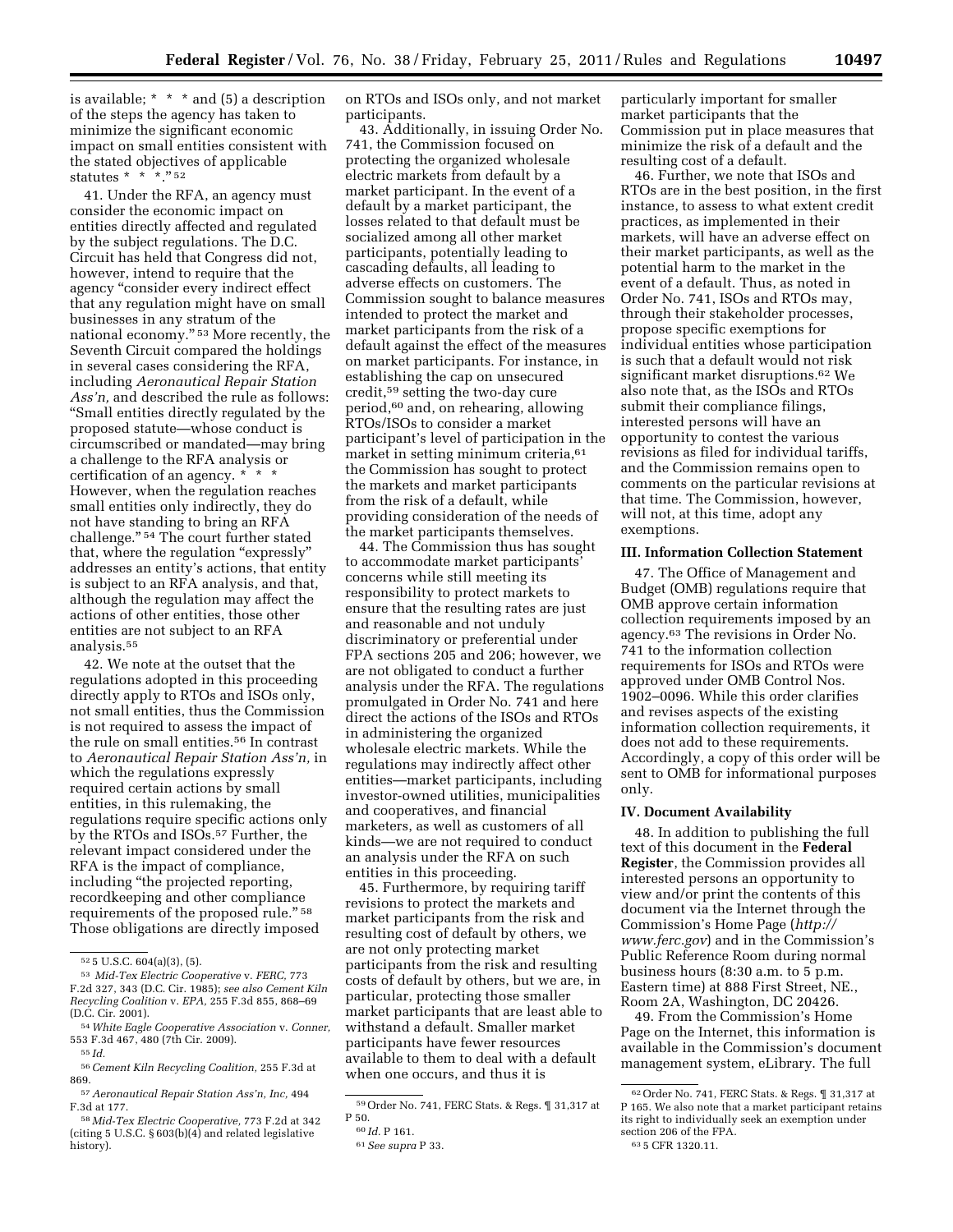is available; * * * and (5) a description of the steps the agency has taken to minimize the significant economic impact on small entities consistent with the stated objectives of applicable statutes * * *." [52]

41. Under the RFA, an agency must consider the economic impact on entities directly affected and regulated by the subject regulations. The D.C. Circuit has held that Congress did not, however, intend to require that the agency "consider every indirect effect that any regulation might have on small businesses in any stratum of the national economy." [53] More recently, the Seventh Circuit compared the holdings in several cases considering the RFA, including *Aeronautical Repair Station Ass'n,* and described the rule as follows: "Small entities directly regulated by the proposed statute—whose conduct is circumscribed or mandated—may bring a challenge to the RFA analysis or certification of an agency. * * * However, when the regulation reaches small entities only indirectly, they do not have standing to bring an RFA challenge." [54] The court further stated that, where the regulation "expressly" addresses an entity's actions, that entity is subject to an RFA analysis, and that, although the regulation may affect the actions of other entities, those other entities are not subject to an RFA analysis.[55]

42. We note at the outset that the regulations adopted in this proceeding directly apply to RTOs and ISOs only, not small entities, thus the Commission is not required to assess the impact of the rule on small entities.[56] In contrast to *Aeronautical Repair Station Ass'n,* in which the regulations expressly required certain actions by small entities, in this rulemaking, the regulations require specific actions only by the RTOs and ISOs.[57] Further, the relevant impact considered under the RFA is the impact of compliance, including "the projected reporting, recordkeeping and other compliance requirements of the proposed rule." [58] Those obligations are directly imposed on RTOs and ISOs only, and not market participants.

43. Additionally, in issuing Order No. 741, the Commission focused on protecting the organized wholesale electric markets from default by a market participant. In the event of a default by a market participant, the losses related to that default must be socialized among all other market participants, potentially leading to cascading defaults, all leading to adverse effects on customers. The Commission sought to balance measures intended to protect the market and market participants from the risk of a default against the effect of the measures on market participants. For instance, in establishing the cap on unsecured credit,[59] setting the two-day cure period,[60] and, on rehearing, allowing RTOs/ISOs to consider a market participant's level of participation in the market in setting minimum criteria,[61] the Commission has sought to protect the markets and market participants from the risk of a default, while providing consideration of the needs of the market participants themselves.

44. The Commission thus has sought to accommodate market participants' concerns while still meeting its responsibility to protect markets to ensure that the resulting rates are just and reasonable and not unduly discriminatory or preferential under FPA sections 205 and 206; however, we are not obligated to conduct a further analysis under the RFA. The regulations promulgated in Order No. 741 and here direct the actions of the ISOs and RTOs in administering the organized wholesale electric markets. While the regulations may indirectly affect other entities—market participants, including investor-owned utilities, municipalities and cooperatives, and financial marketers, as well as customers of all kinds—we are not required to conduct an analysis under the RFA on such entities in this proceeding.

45. Furthermore, by requiring tariff revisions to protect the markets and market participants from the risk and resulting cost of default by others, we are not only protecting market participants from the risk and resulting costs of default by others, but we are, in particular, protecting those smaller market participants that are least able to withstand a default. Smaller market participants have fewer resources available to them to deal with a default when one occurs, and thus it is particularly important for smaller market participants that the Commission put in place measures that minimize the risk of a default and the resulting cost of a default.

46. Further, we note that ISOs and RTOs are in the best position, in the first instance, to assess to what extent credit practices, as implemented in their markets, will have an adverse effect on their market participants, as well as the potential harm to the market in the event of a default. Thus, as noted in Order No. 741, ISOs and RTOs may, through their stakeholder processes, propose specific exemptions for individual entities whose participation is such that a default would not risk significant market disruptions.[62] We also note that, as the ISOs and RTOs submit their compliance filings, interested persons will have an opportunity to contest the various revisions as filed for individual tariffs, and the Commission remains open to comments on the particular revisions at that time. The Commission, however, will not, at this time, adopt any exemptions.

## III. Information Collection Statement

47. The Office of Management and Budget (OMB) regulations require that OMB approve certain information collection requirements imposed by an agency.[63] The revisions in Order No. 741 to the information collection requirements for ISOs and RTOs were approved under OMB Control Nos. 1902–0096. While this order clarifies and revises aspects of the existing information collection requirements, it does not add to these requirements. Accordingly, a copy of this order will be sent to OMB for informational purposes only.

## IV. Document Availability

48. In addition to publishing the full text of this document in the **Federal Register**, the Commission provides all interested persons an opportunity to view and/or print the contents of this document via the Internet through the Commission's Home Page (*http://www.ferc.gov*) and in the Commission's Public Reference Room during normal business hours (8:30 a.m. to 5 p.m. Eastern time) at 888 First Street, NE., Room 2A, Washington, DC 20426.

49. From the Commission's Home Page on the Internet, this information is available in the Commission's document management system, eLibrary. The full

---

[52] 5 U.S.C. 604(a)(3), (5).

[53] *Mid-Tex Electric Cooperative* v. *FERC,* 773 F.2d 327, 343 (D.C. Cir. 1985); *see also Cement Kiln Recycling Coalition* v. *EPA,* 255 F.3d 855, 868–69 (D.C. Cir. 2001).

[54] *White Eagle Cooperative Association* v. *Conner,* 553 F.3d 467, 480 (7th Cir. 2009).

[55] *Id.*

[56] *Cement Kiln Recycling Coalition,* 255 F.3d at 869.

[57] *Aeronautical Repair Station Ass'n, Inc,* 494 F.3d at 177.

[58] *Mid-Tex Electric Cooperative,* 773 F.2d at 342 (citing 5 U.S.C. § 603(b)(4) and related legislative history).

[59] Order No. 741, FERC Stats. & Regs. ¶ 31,317 at P 50.

[60] *Id.* P 161.

[61] *See supra* P 33.

[62] Order No. 741, FERC Stats. & Regs. ¶ 31,317 at P 165. We also note that a market participant retains its right to individually seek an exemption under section 206 of the FPA.

[63] 5 CFR 1320.11.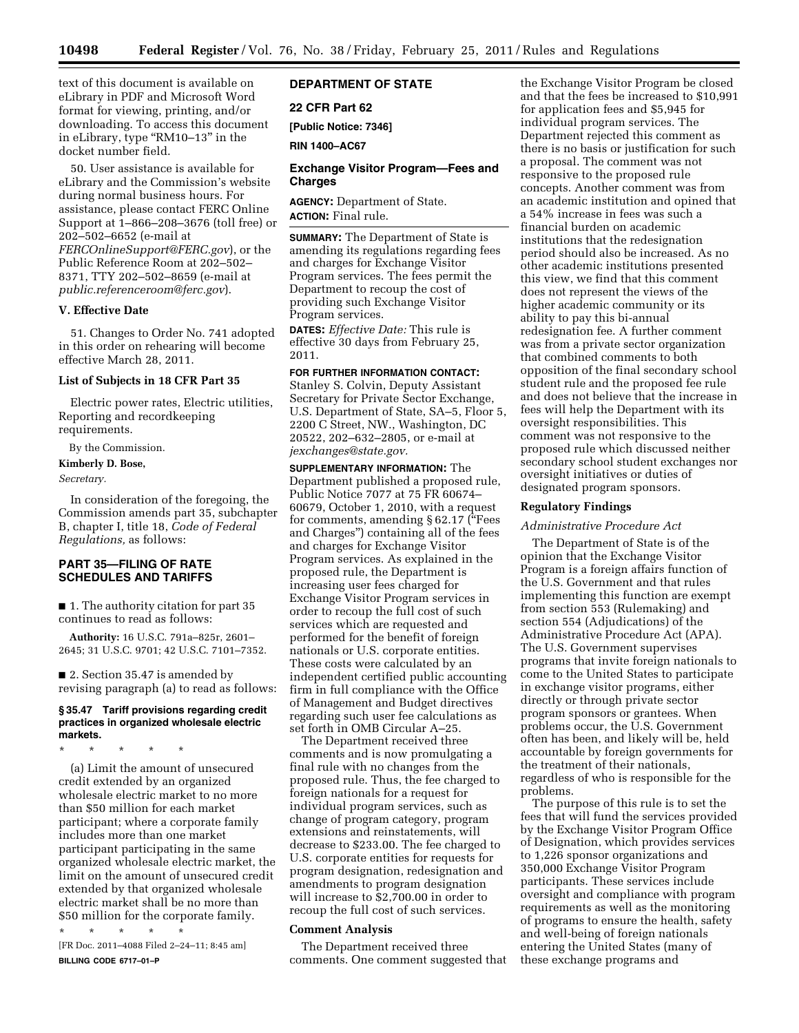text of this document is available on eLibrary in PDF and Microsoft Word format for viewing, printing, and/or downloading. To access this document in eLibrary, type "RM10–13" in the docket number field.

50. User assistance is available for eLibrary and the Commission's website during normal business hours. For assistance, please contact FERC Online Support at 1–866–208–3676 (toll free) or 202–502–6652 (e-mail at *FERCOnlineSupport@FERC.gov*), or the Public Reference Room at 202–502–8371, TTY 202–502–8659 (e-mail at *public.referenceroom@ferc.gov*).

### V. Effective Date

51. Changes to Order No. 741 adopted in this order on rehearing will become effective March 28, 2011.

### List of Subjects in 18 CFR Part 35

Electric power rates, Electric utilities, Reporting and recordkeeping requirements.

By the Commission.

**Kimberly D. Bose,**

*Secretary.*

In consideration of the foregoing, the Commission amends part 35, subchapter B, chapter I, title 18, *Code of Federal Regulations,* as follows:

## PART 35—FILING OF RATE SCHEDULES AND TARIFFS

■ 1. The authority citation for part 35 continues to read as follows:

**Authority:** 16 U.S.C. 791a–825r, 2601–2645; 31 U.S.C. 9701; 42 U.S.C. 7101–7352.

■ 2. Section 35.47 is amended by revising paragraph (a) to read as follows:

### § 35.47 Tariff provisions regarding credit practices in organized wholesale electric markets.

\* \* \* \* \*

(a) Limit the amount of unsecured credit extended by an organized wholesale electric market to no more than $50 million for each market participant; where a corporate family includes more than one market participant participating in the same organized wholesale electric market, the limit on the amount of unsecured credit extended by that organized wholesale electric market shall be no more than $50 million for the corporate family.

\* \* \* \* \*

[FR Doc. 2011–4088 Filed 2–24–11; 8:45 am]

**BILLING CODE 6717–01–P**

## DEPARTMENT OF STATE

### 22 CFR Part 62

**[Public Notice: 7346]**

**RIN 1400–AC67**

### Exchange Visitor Program—Fees and Charges

**AGENCY:** Department of State.

**ACTION:** Final rule.

**SUMMARY:** The Department of State is amending its regulations regarding fees and charges for Exchange Visitor Program services. The fees permit the Department to recoup the cost of providing such Exchange Visitor Program services.

**DATES:** *Effective Date:* This rule is effective 30 days from February 25, 2011.

**FOR FURTHER INFORMATION CONTACT:** Stanley S. Colvin, Deputy Assistant Secretary for Private Sector Exchange, U.S. Department of State, SA–5, Floor 5, 2200 C Street, NW., Washington, DC 20522, 202–632–2805, or e-mail at *jexchanges@state.gov.*

**SUPPLEMENTARY INFORMATION:** The Department published a proposed rule, Public Notice 7077 at 75 FR 60674–60679, October 1, 2010, with a request for comments, amending § 62.17 ("Fees and Charges") containing all of the fees and charges for Exchange Visitor Program services. As explained in the proposed rule, the Department is increasing user fees charged for Exchange Visitor Program services in order to recoup the full cost of such services which are requested and performed for the benefit of foreign nationals or U.S. corporate entities. These costs were calculated by an independent certified public accounting firm in full compliance with the Office of Management and Budget directives regarding such user fee calculations as set forth in OMB Circular A–25.

The Department received three comments and is now promulgating a final rule with no changes from the proposed rule. Thus, the fee charged to foreign nationals for a request for individual program services, such as change of program category, program extensions and reinstatements, will decrease to $233.00. The fee charged to U.S. corporate entities for requests for program designation, redesignation and amendments to program designation will increase to $2,700.00 in order to recoup the full cost of such services.

### Comment Analysis

The Department received three comments. One comment suggested that the Exchange Visitor Program be closed and that the fees be increased to $10,991 for application fees and $5,945 for individual program services. The Department rejected this comment as there is no basis or justification for such a proposal. The comment was not responsive to the proposed rule concepts. Another comment was from an academic institution and opined that a 54% increase in fees was such a financial burden on academic institutions that the redesignation period should also be increased. As no other academic institutions presented this view, we find that this comment does not represent the views of the higher academic community or its ability to pay this bi-annual redesignation fee. A further comment was from a private sector organization that combined comments to both opposition of the final secondary school student rule and the proposed fee rule and does not believe that the increase in fees will help the Department with its oversight responsibilities. This comment was not responsive to the proposed rule which discussed neither secondary school student exchanges nor oversight initiatives or duties of designated program sponsors.

### Regulatory Findings

*Administrative Procedure Act*

The Department of State is of the opinion that the Exchange Visitor Program is a foreign affairs function of the U.S. Government and that rules implementing this function are exempt from section 553 (Rulemaking) and section 554 (Adjudications) of the Administrative Procedure Act (APA). The U.S. Government supervises programs that invite foreign nationals to come to the United States to participate in exchange visitor programs, either directly or through private sector program sponsors or grantees. When problems occur, the U.S. Government often has been, and likely will be, held accountable by foreign governments for the treatment of their nationals, regardless of who is responsible for the problems.

The purpose of this rule is to set the fees that will fund the services provided by the Exchange Visitor Program Office of Designation, which provides services to 1,226 sponsor organizations and 350,000 Exchange Visitor Program participants. These services include oversight and compliance with program requirements as well as the monitoring of programs to ensure the health, safety and well-being of foreign nationals entering the United States (many of these exchange programs and